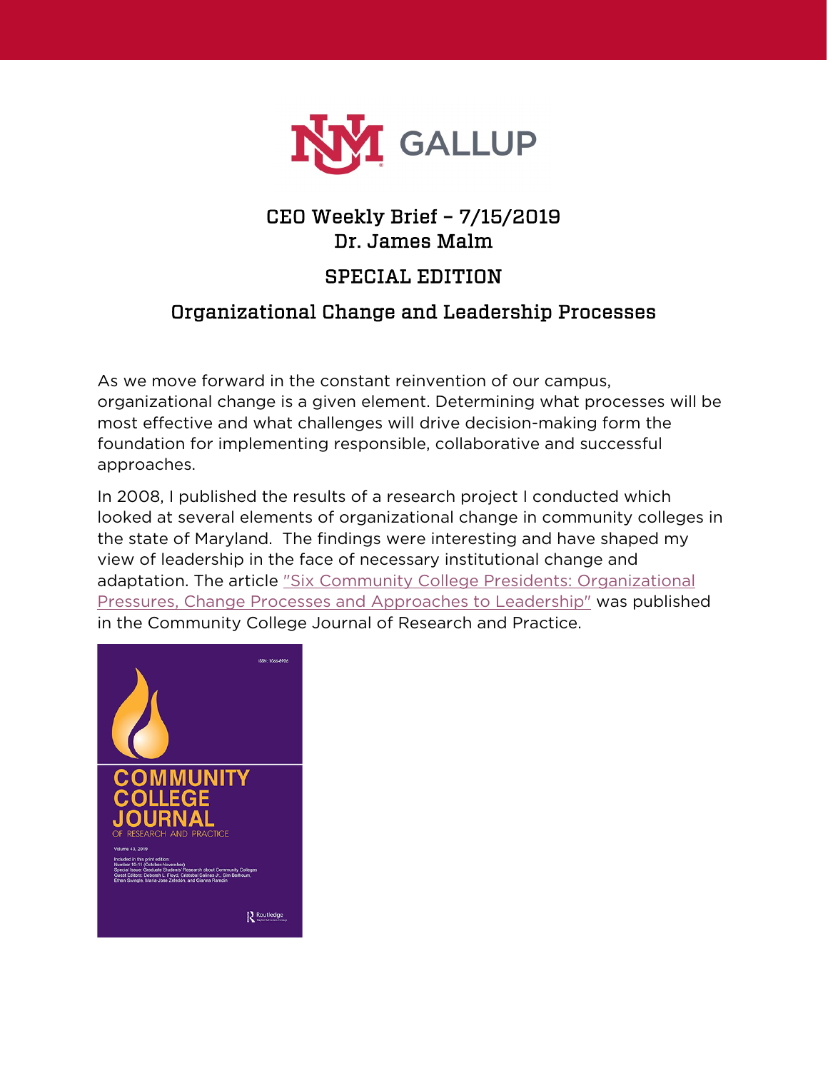# CEO Weekly Brief – 7/15/2019
## Dr. James Malm

## SPECIAL EDITION

## Organizational Change and Leadership Processes

As we move forward in the constant reinvention of our campus, organizational change is a given element. Determining what processes will be most effective and what challenges will drive decision-making form the foundation for implementing responsible, collaborative and successful approaches.

In 2008, I published the results of a research project I conducted which looked at several elements of organizational change in community colleges in the state of Maryland. The findings were interesting and have shaped my view of leadership in the face of necessary institutional change and adaptation. The article "Six Community College Presidents: Organizational Pressures, Change Processes and Approaches to Leadership" was published in the Community College Journal of Research and Practice.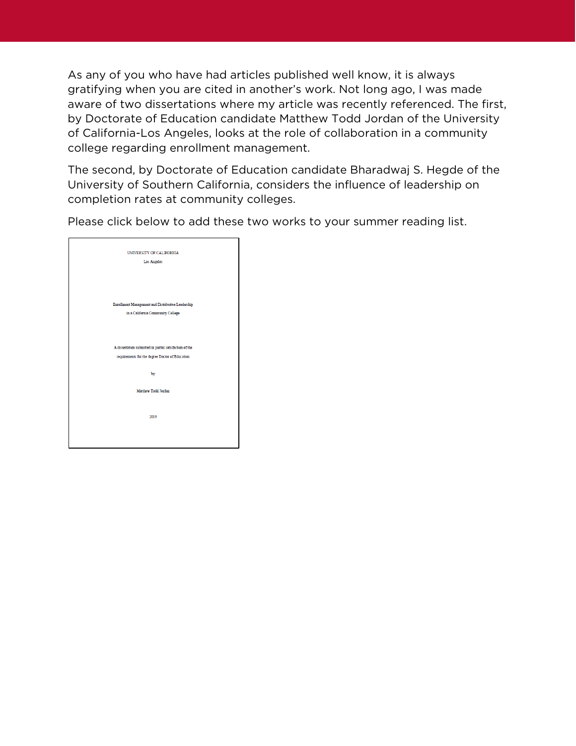As any of you who have had articles published well know, it is always gratifying when you are cited in another's work. Not long ago, I was made aware of two dissertations where my article was recently referenced. The first, by Doctorate of Education candidate Matthew Todd Jordan of the University of California-Los Angeles, looks at the role of collaboration in a community college regarding enrollment management.

The second, by Doctorate of Education candidate Bharadwaj S. Hegde of the University of Southern California, considers the influence of leadership on completion rates at community colleges.

Please click below to add these two works to your summer reading list.

UNIVERSITY OF CALIFORNIA

Los Angeles

Enrollment Management and Distributive Leadership

in a California Community College

A dissertation submitted in partial satisfaction of the

requirements for the degree Doctor of Education

by

Matthew Todd Jordan

2019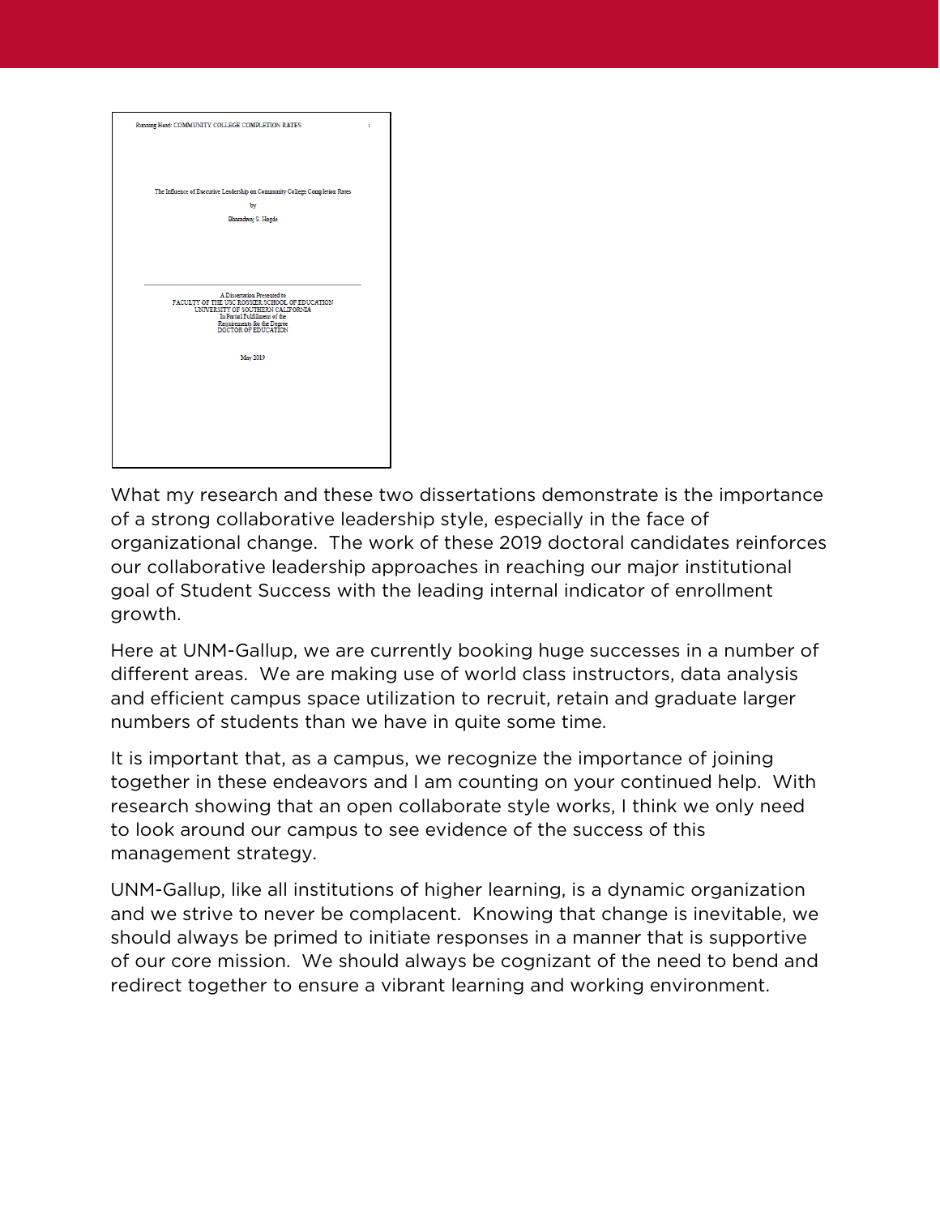Running Head: COMMUNITY COLLEGE COMPLETION RATES

The Influence of Executive Leadership on Community College Completion Rates

by

Bharadwaj S. Hegde

A Dissertation Presented to
FACULTY OF THE USC ROSSIER SCHOOL OF EDUCATION
UNIVERSITY OF SOUTHERN CALIFORNIA
In Partial Fulfillment of the
Requirements for the Degree
DOCTOR OF EDUCATION

May 2019

What my research and these two dissertations demonstrate is the importance of a strong collaborative leadership style, especially in the face of organizational change. The work of these 2019 doctoral candidates reinforces our collaborative leadership approaches in reaching our major institutional goal of Student Success with the leading internal indicator of enrollment growth.

Here at UNM-Gallup, we are currently booking huge successes in a number of different areas. We are making use of world class instructors, data analysis and efficient campus space utilization to recruit, retain and graduate larger numbers of students than we have in quite some time.

It is important that, as a campus, we recognize the importance of joining together in these endeavors and I am counting on your continued help. With research showing that an open collaborate style works, I think we only need to look around our campus to see evidence of the success of this management strategy.

UNM-Gallup, like all institutions of higher learning, is a dynamic organization and we strive to never be complacent. Knowing that change is inevitable, we should always be primed to initiate responses in a manner that is supportive of our core mission. We should always be cognizant of the need to bend and redirect together to ensure a vibrant learning and working environment.